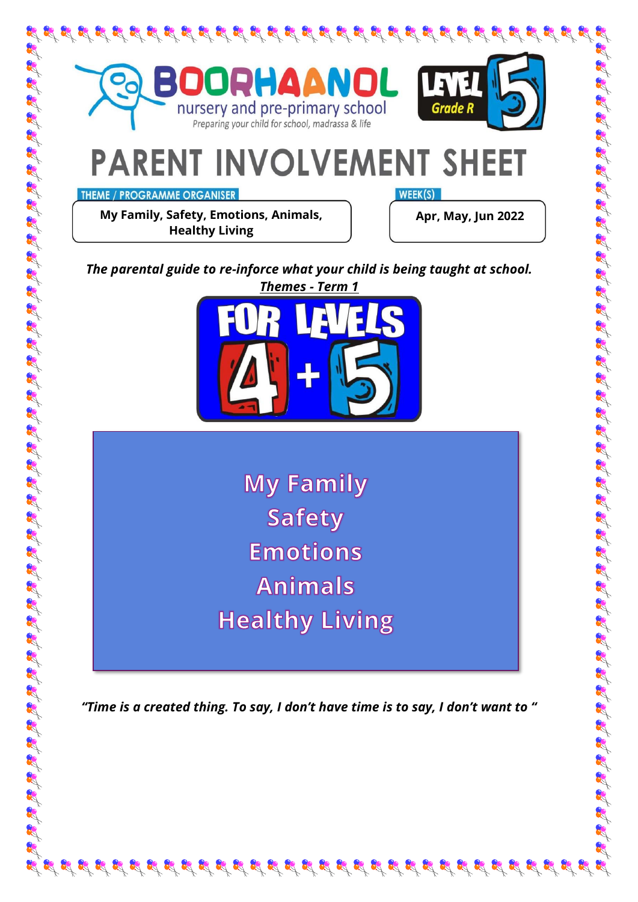BOORHAANOL

nursery and pre-primary school

Preparing your child for school, madrassa & life

LEVEL 5 Grade R

# PARENT INVOLVEMENT SHEET

| THEME / PROGRAMME ORGANISER | WEEK(S) |
| --- | --- |
| **My Family, Safety, Emotions, Animals, Healthy Living** | **Apr, May, Jun 2022** |

***The parental guide to re-inforce what your child is being taught at school.***

***Themes - Term 1***

FOR LEVELS 4 + 5

My Family
Safety
Emotions
Animals
Healthy Living

***"Time is a created thing. To say, I don't have time is to say, I don't want to "***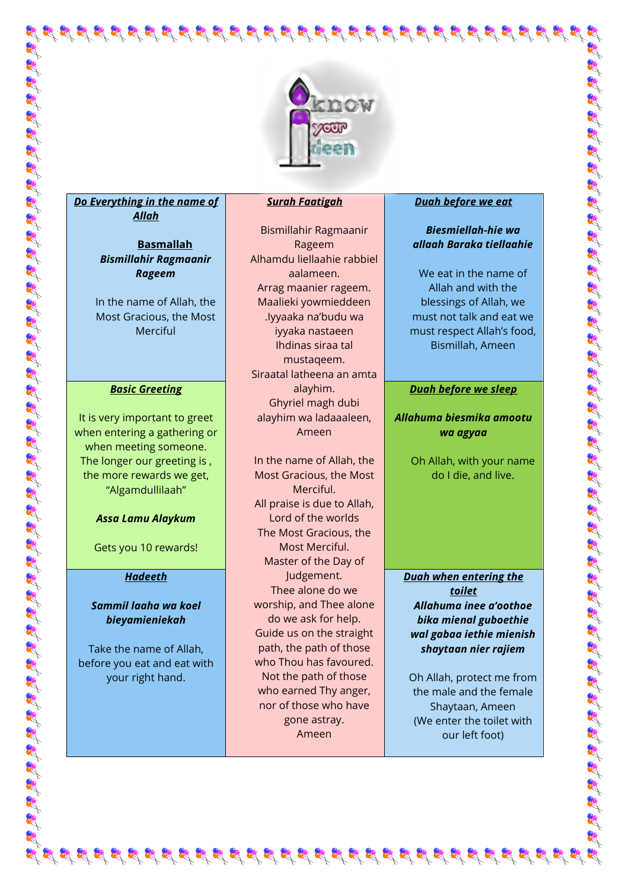### Do Everything in the name of Allah

**Basmallah**

***Bismillahir Ragmaanir Rageem***

In the name of Allah, the Most Gracious, the Most Merciful

### Basic Greeting

It is very important to greet when entering a gathering or when meeting someone. The longer our greeting is , the more rewards we get, "Algamdullilaah"

***Assa Lamu Alaykum***

Gets you 10 rewards!

### Hadeeth

***Sammil laaha wa koel bieyamieniekah***

Take the name of Allah, before you eat and eat with your right hand.

### Surah Faatigah

Bismillahir Ragmaanir Rageem
Alhamdu liellaahie rabbiel aalameen.
Arrag maanier rageem.
Maalieki yowmieddeen
.Iyyaaka na'budu wa iyyaka nastaeen
Ihdinas siraa tal mustaqeem.
Siraatal latheena an amta alayhim.
Ghyriel magh dubi alayhim wa ladaaaleen,
Ameen

In the name of Allah, the Most Gracious, the Most Merciful.
All praise is due to Allah, Lord of the worlds
The Most Gracious, the Most Merciful.
Master of the Day of Judgement.
Thee alone do we worship, and Thee alone do we ask for help.
Guide us on the straight path, the path of those who Thou has favoured.
Not the path of those who earned Thy anger, nor of those who have gone astray.
Ameen

### Duah before we eat

***Biesmiellah-hie wa allaah Baraka tiellaahie***

We eat in the name of Allah and with the blessings of Allah, we must not talk and eat we must respect Allah's food, Bismillah, Ameen

### Duah before we sleep

***Allahuma biesmika amootu wa agyaa***

Oh Allah, with your name do I die, and live.

### Duah when entering the toilet

***Allahuma inee a'oothoe bika mienal guboethie wal gabaa iethie mienish shaytaan nier rajiem***

Oh Allah, protect me from the male and the female Shaytaan, Ameen
(We enter the toilet with our left foot)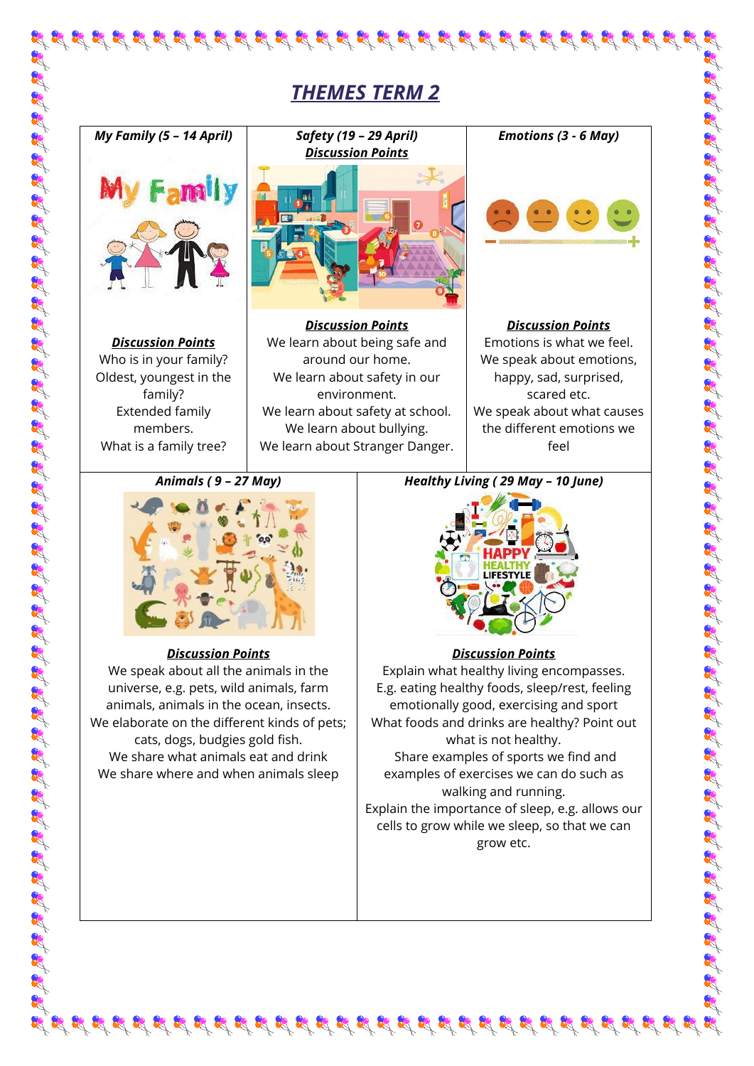# ***THEMES TERM 2***

### *My Family (5 – 14 April)*

***Discussion Points***

Who is in your family?
Oldest, youngest in the family?
Extended family members.
What is a family tree?

### *Safety (19 – 29 April)*

***Discussion Points***

***Discussion Points***

We learn about being safe and around our home.
We learn about safety in our environment.
We learn about safety at school.
We learn about bullying.
We learn about Stranger Danger.

### *Emotions (3 - 6 May)*

***Discussion Points***

Emotions is what we feel.
We speak about emotions, happy, sad, surprised, scared etc.
We speak about what causes the different emotions we feel

### *Animals ( 9 – 27 May)*

***Discussion Points***

We speak about all the animals in the universe, e.g. pets, wild animals, farm animals, animals in the ocean, insects.
We elaborate on the different kinds of pets; cats, dogs, budgies gold fish.
We share what animals eat and drink
We share where and when animals sleep

### *Healthy Living ( 29 May – 10 June)*

***Discussion Points***

Explain what healthy living encompasses. E.g. eating healthy foods, sleep/rest, feeling emotionally good, exercising and sport
What foods and drinks are healthy? Point out what is not healthy.
Share examples of sports we find and examples of exercises we can do such as walking and running.
Explain the importance of sleep, e.g. allows our cells to grow while we sleep, so that we can grow etc.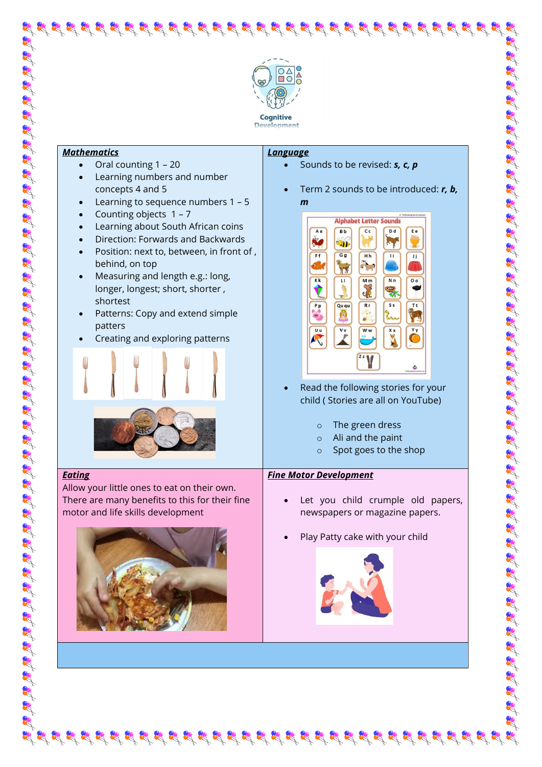Cognitive Development

### Mathematics

- Oral counting 1 – 20
- Learning numbers and number concepts 4 and 5
- Learning to sequence numbers 1 – 5
- Counting objects 1 – 7
- Learning about South African coins
- Direction: Forwards and Backwards
- Position: next to, between, in front of , behind, on top
- Measuring and length e.g.: long, longer, longest; short, shorter , shortest
- Patterns: Copy and extend simple patters
- Creating and exploring patterns

### Language

- Sounds to be revised: ***s, c, p***
- Term 2 sounds to be introduced: ***r, b, m***
- Read the following stories for your child ( Stories are all on YouTube)
  - The green dress
  - Ali and the paint
  - Spot goes to the shop

### Eating

Allow your little ones to eat on their own. There are many benefits to this for their fine motor and life skills development

### Fine Motor Development

- Let you child crumple old papers, newspapers or magazine papers.
- Play Patty cake with your child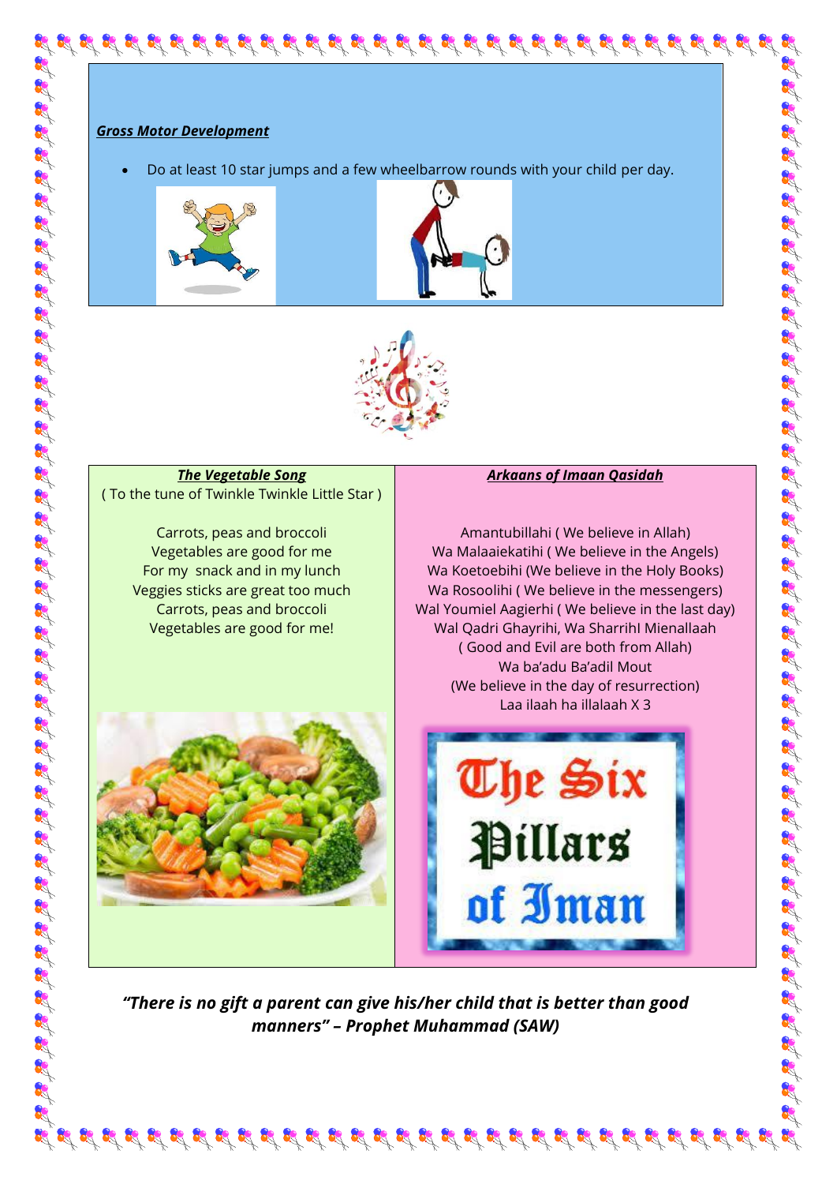***Gross Motor Development***

- Do at least 10 star jumps and a few wheelbarrow rounds with your child per day.

***The Vegetable Song***

( To the tune of Twinkle Twinkle Little Star )

Carrots, peas and broccoli
Vegetables are good for me
For my snack and in my lunch
Veggies sticks are great too much
Carrots, peas and broccoli
Vegetables are good for me!

***Arkaans of Imaan Qasidah***

Amantubillahi ( We believe in Allah)
Wa Malaaiekatihi ( We believe in the Angels)
Wa Koetoebihi (We believe in the Holy Books)
Wa Rosoolihi ( We believe in the messengers)
Wal Youmiel Aagierhi ( We believe in the last day)
Wal Qadri Ghayrihi, Wa Sharrihl Mienallaah
( Good and Evil are both from Allah)
Wa ba'adu Ba'adil Mout
(We believe in the day of resurrection)
Laa ilaah ha illalaah X 3

The Six Pillars of Iman

***"There is no gift a parent can give his/her child that is better than good manners" – Prophet Muhammad (SAW)***